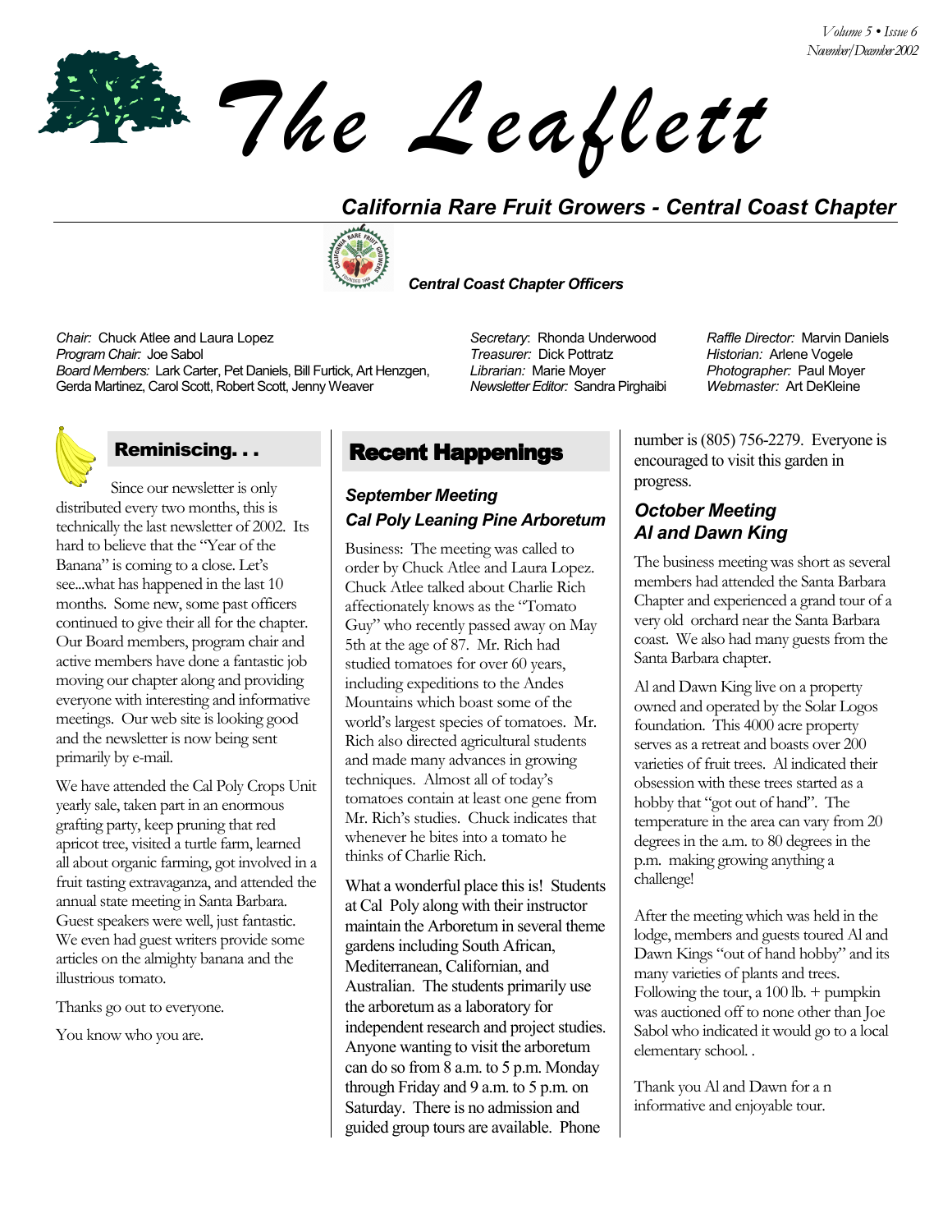# The Leaflett

## California Rare Fruit Growers - Central Coast Chapter

***Central Coast Chapter Officers***

*Chair:* Chuck Atlee and Laura Lopez
*Program Chair:* Joe Sabol
*Board Members:* Lark Carter, Pet Daniels, Bill Furtick, Art Henzgen, Gerda Martinez, Carol Scott, Robert Scott, Jenny Weaver

*Secretary*: Rhonda Underwood
*Treasurer:* Dick Pottratz
*Librarian:* Marie Moyer
*Newsletter Editor:* Sandra Pirghaibi

*Raffle Director:* Marvin Daniels
*Historian:* Arlene Vogele
*Photographer:* Paul Moyer
*Webmaster:* Art DeKleine

## Reminiscing. . .

Since our newsletter is only distributed every two months, this is technically the last newsletter of 2002. Its hard to believe that the "Year of the Banana" is coming to a close. Let's see...what has happened in the last 10 months. Some new, some past officers continued to give their all for the chapter. Our Board members, program chair and active members have done a fantastic job moving our chapter along and providing everyone with interesting and informative meetings. Our web site is looking good and the newsletter is now being sent primarily by e-mail.

We have attended the Cal Poly Crops Unit yearly sale, taken part in an enormous grafting party, keep pruning that red apricot tree, visited a turtle farm, learned all about organic farming, got involved in a fruit tasting extravaganza, and attended the annual state meeting in Santa Barbara. Guest speakers were well, just fantastic. We even had guest writers provide some articles on the almighty banana and the illustrious tomato.

Thanks go out to everyone.

You know who you are.

## Recent Happenings

### *September Meeting*
### *Cal Poly Leaning Pine Arboretum*

Business: The meeting was called to order by Chuck Atlee and Laura Lopez. Chuck Atlee talked about Charlie Rich affectionately knows as the "Tomato Guy" who recently passed away on May 5th at the age of 87. Mr. Rich had studied tomatoes for over 60 years, including expeditions to the Andes Mountains which boast some of the world's largest species of tomatoes. Mr. Rich also directed agricultural students and made many advances in growing techniques. Almost all of today's tomatoes contain at least one gene from Mr. Rich's studies. Chuck indicates that whenever he bites into a tomato he thinks of Charlie Rich.

What a wonderful place this is! Students at Cal Poly along with their instructor maintain the Arboretum in several theme gardens including South African, Mediterranean, Californian, and Australian. The students primarily use the arboretum as a laboratory for independent research and project studies. Anyone wanting to visit the arboretum can do so from 8 a.m. to 5 p.m. Monday through Friday and 9 a.m. to 5 p.m. on Saturday. There is no admission and guided group tours are available. Phone number is (805) 756-2279. Everyone is encouraged to visit this garden in progress.

### *October Meeting*
### *Al and Dawn King*

The business meeting was short as several members had attended the Santa Barbara Chapter and experienced a grand tour of a very old orchard near the Santa Barbara coast. We also had many guests from the Santa Barbara chapter.

Al and Dawn King live on a property owned and operated by the Solar Logos foundation. This 4000 acre property serves as a retreat and boasts over 200 varieties of fruit trees. Al indicated their obsession with these trees started as a hobby that "got out of hand". The temperature in the area can vary from 20 degrees in the a.m. to 80 degrees in the p.m. making growing anything a challenge!

After the meeting which was held in the lodge, members and guests toured Al and Dawn Kings "out of hand hobby" and its many varieties of plants and trees. Following the tour, a 100 lb. + pumpkin was auctioned off to none other than Joe Sabol who indicated it would go to a local elementary school. .

Thank you Al and Dawn for a n informative and enjoyable tour.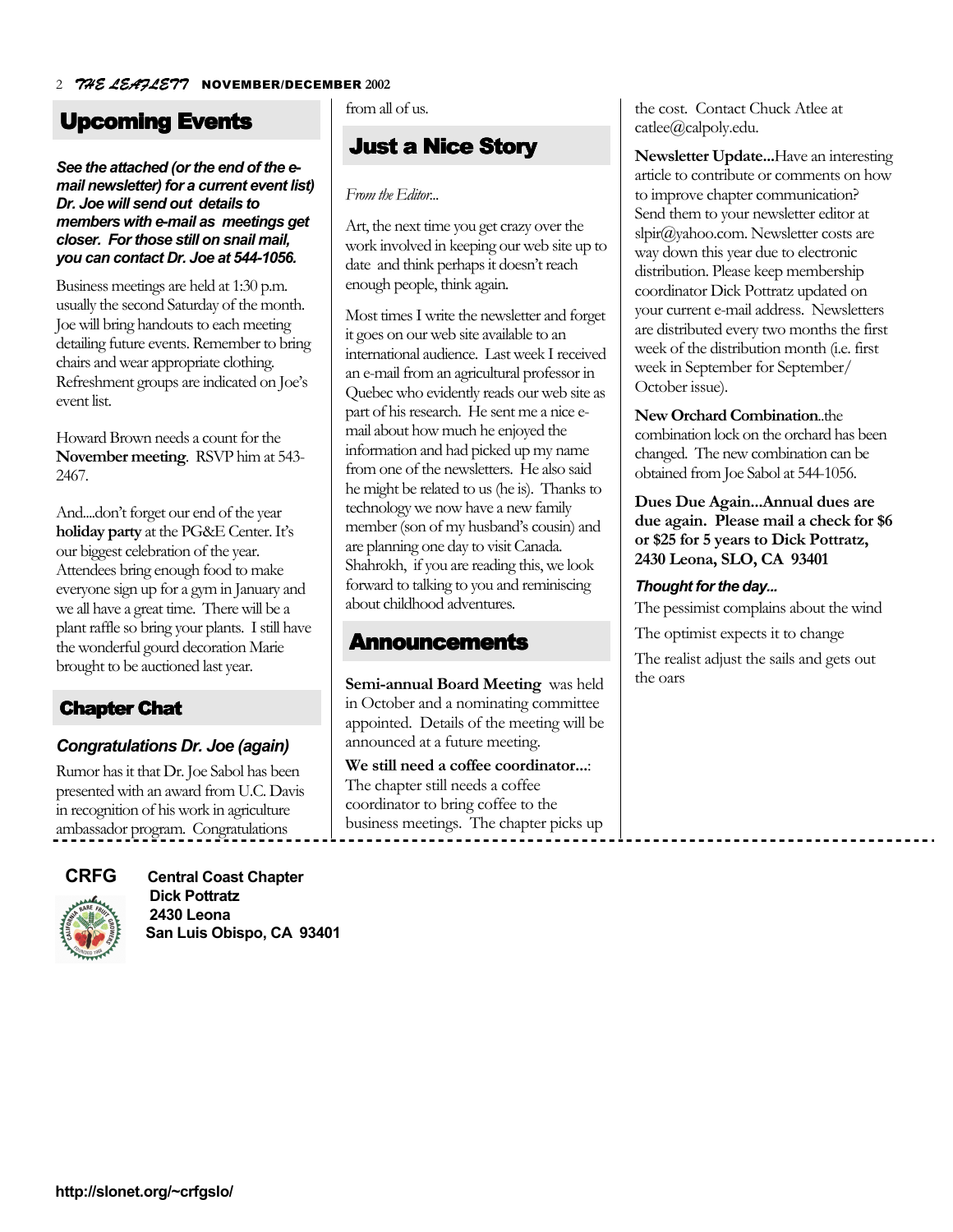## Upcoming Events

***See the attached (or the end of the e-mail newsletter) for a current event list) Dr. Joe will send out details to members with e-mail as meetings get closer. For those still on snail mail, you can contact Dr. Joe at 544-1056.***

Business meetings are held at 1:30 p.m. usually the second Saturday of the month. Joe will bring handouts to each meeting detailing future events. Remember to bring chairs and wear appropriate clothing. Refreshment groups are indicated on Joe's event list.

Howard Brown needs a count for the **November meeting**. RSVP him at 543-2467.

And....don't forget our end of the year **holiday party** at the PG&E Center. It's our biggest celebration of the year. Attendees bring enough food to make everyone sign up for a gym in January and we all have a great time. There will be a plant raffle so bring your plants. I still have the wonderful gourd decoration Marie brought to be auctioned last year.

## Chapter Chat

### *Congratulations Dr. Joe (again)*

Rumor has it that Dr. Joe Sabol has been presented with an award from U.C. Davis in recognition of his work in agriculture ambassador program. Congratulations from all of us.

## Just a Nice Story

*From the Editor...*

Art, the next time you get crazy over the work involved in keeping our web site up to date and think perhaps it doesn't reach enough people, think again.

Most times I write the newsletter and forget it goes on our web site available to an international audience. Last week I received an e-mail from an agricultural professor in Quebec who evidently reads our web site as part of his research. He sent me a nice e-mail about how much he enjoyed the information and had picked up my name from one of the newsletters. He also said he might be related to us (he is). Thanks to technology we now have a new family member (son of my husband's cousin) and are planning one day to visit Canada. Shahrokh, if you are reading this, we look forward to talking to you and reminiscing about childhood adventures.

## Announcements

**Semi-annual Board Meeting** was held in October and a nominating committee appointed. Details of the meeting will be announced at a future meeting.

**We still need a coffee coordinator...**: The chapter still needs a coffee coordinator to bring coffee to the business meetings. The chapter picks up the cost. Contact Chuck Atlee at catlee@calpoly.edu.

**Newsletter Update...**Have an interesting article to contribute or comments on how to improve chapter communication? Send them to your newsletter editor at slpir@yahoo.com. Newsletter costs are way down this year due to electronic distribution. Please keep membership coordinator Dick Pottratz updated on your current e-mail address. Newsletters are distributed every two months the first week of the distribution month (i.e. first week in September for September/ October issue).

**New Orchard Combination**..the combination lock on the orchard has been changed. The new combination can be obtained from Joe Sabol at 544-1056.

**Dues Due Again...Annual dues are due again. Please mail a check for $6 or $25 for 5 years to Dick Pottratz, 2430 Leona, SLO, CA 93401**

***Thought for the day...***

The pessimist complains about the wind

The optimist expects it to change

The realist adjust the sails and gets out the oars

---

**CRFG** **Central Coast Chapter**
**Dick Pottratz**
**2430 Leona**
**San Luis Obispo, CA 93401**

**http://slonet.org/~crfgslo/**